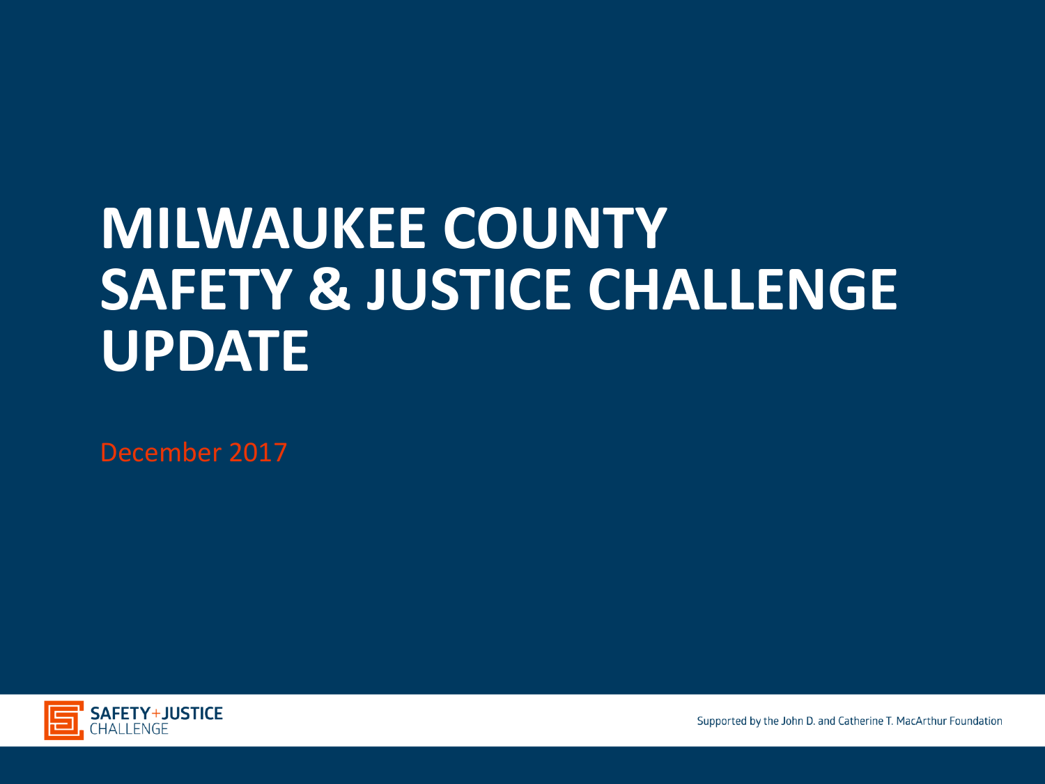# MILWAUKEE COUNTY SAFETY & JUSTICE CHALLENGE UPDATE

December 2017

SAFETY+JUSTICE CHALLENGE

Supported by the John D. and Catherine T. MacArthur Foundation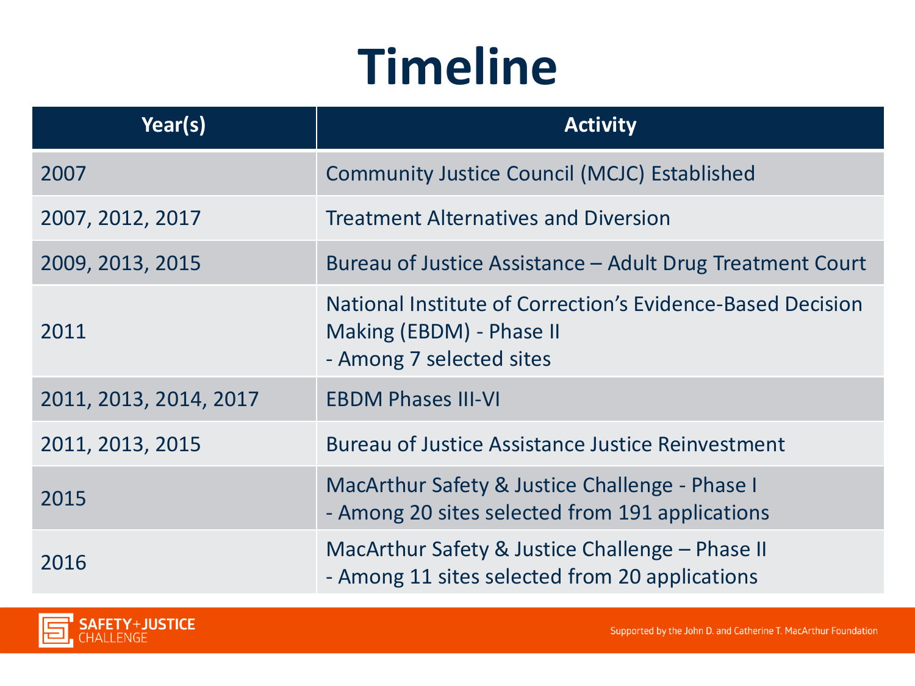# Timeline

| Year(s) | Activity |
|---|---|
| 2007 | Community Justice Council (MCJC) Established |
| 2007, 2012, 2017 | Treatment Alternatives and Diversion |
| 2009, 2013, 2015 | Bureau of Justice Assistance – Adult Drug Treatment Court |
| 2011 | National Institute of Correction's Evidence-Based Decision Making (EBDM) - Phase II<br>- Among 7 selected sites |
| 2011, 2013, 2014, 2017 | EBDM Phases III-VI |
| 2011, 2013, 2015 | Bureau of Justice Assistance Justice Reinvestment |
| 2015 | MacArthur Safety & Justice Challenge - Phase I<br>- Among 20 sites selected from 191 applications |
| 2016 | MacArthur Safety & Justice Challenge – Phase II<br>- Among 11 sites selected from 20 applications |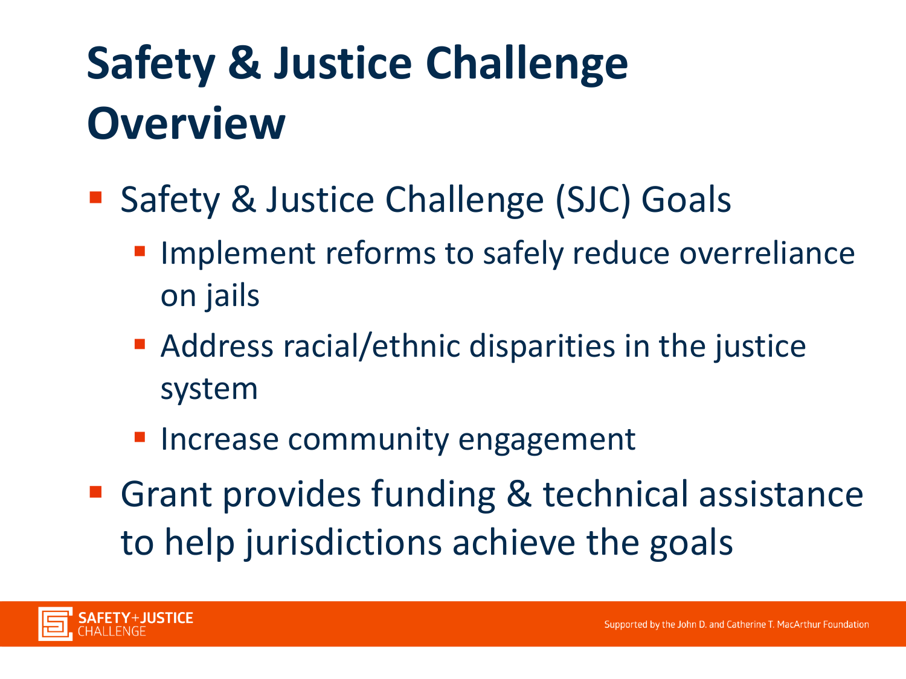# Safety & Justice Challenge Overview

- Safety & Justice Challenge (SJC) Goals
  - Implement reforms to safely reduce overreliance on jails
  - Address racial/ethnic disparities in the justice system
  - Increase community engagement
- Grant provides funding & technical assistance to help jurisdictions achieve the goals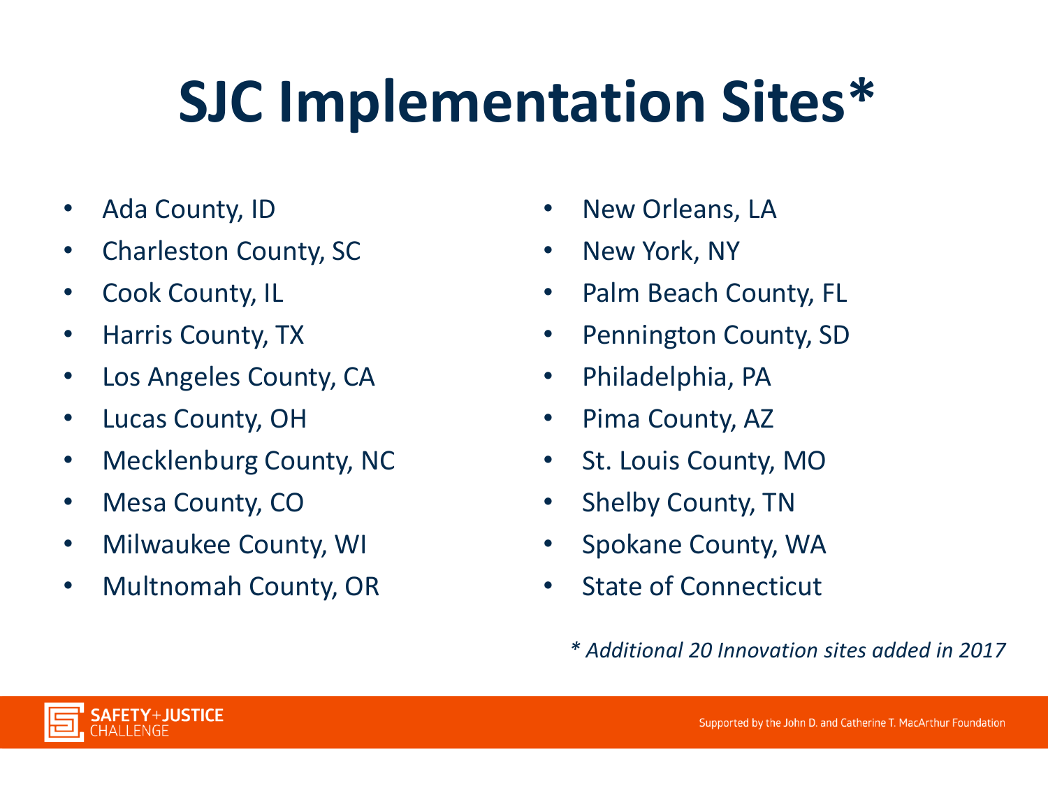# SJC Implementation Sites*

- Ada County, ID
- Charleston County, SC
- Cook County, IL
- Harris County, TX
- Los Angeles County, CA
- Lucas County, OH
- Mecklenburg County, NC
- Mesa County, CO
- Milwaukee County, WI
- Multnomah County, OR
- New Orleans, LA
- New York, NY
- Palm Beach County, FL
- Pennington County, SD
- Philadelphia, PA
- Pima County, AZ
- St. Louis County, MO
- Shelby County, TN
- Spokane County, WA
- State of Connecticut

*\* Additional 20 Innovation sites added in 2017*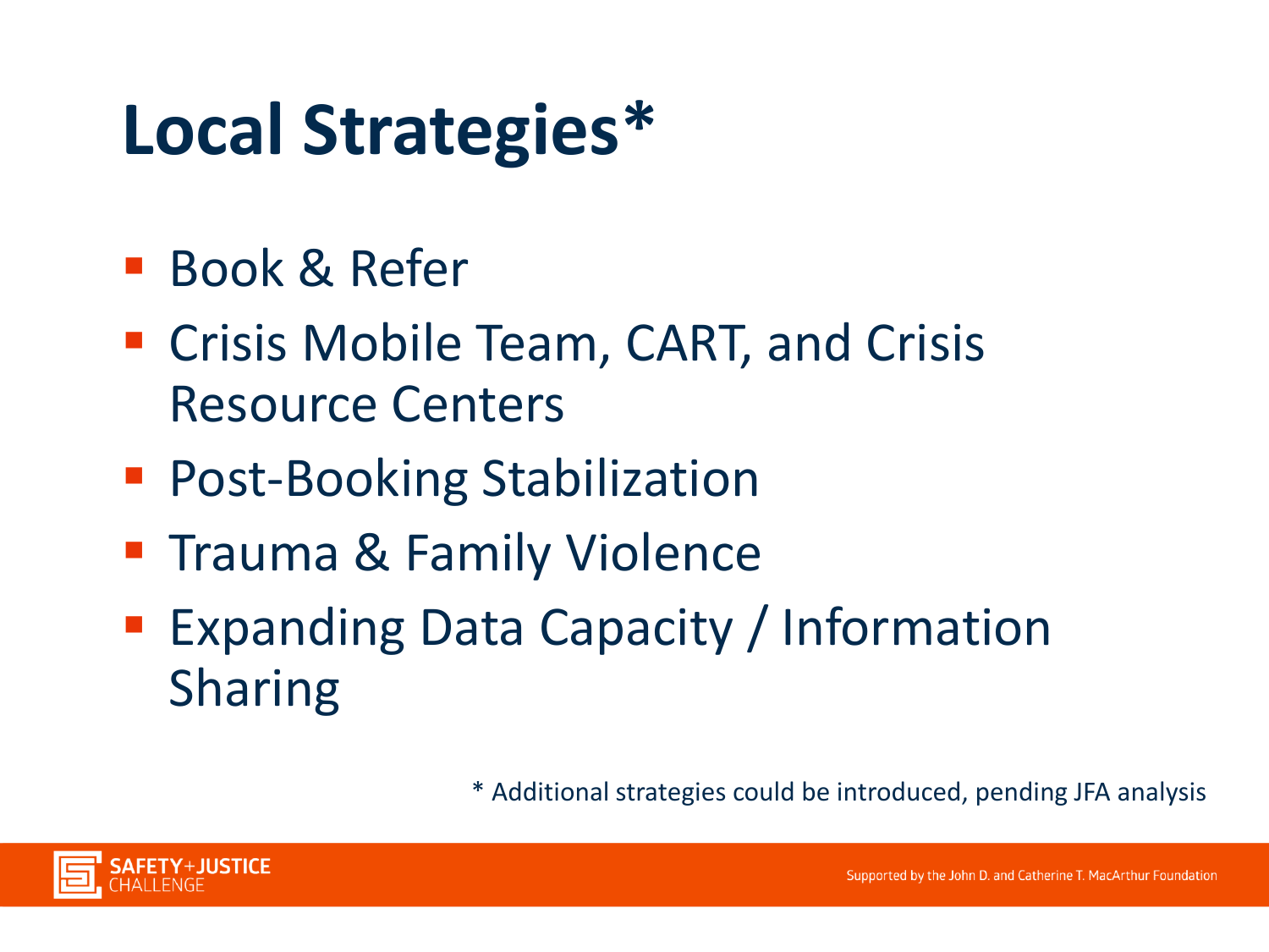# Local Strategies*

- Book & Refer
- Crisis Mobile Team, CART, and Crisis Resource Centers
- Post-Booking Stabilization
- Trauma & Family Violence
- Expanding Data Capacity / Information Sharing

* Additional strategies could be introduced, pending JFA analysis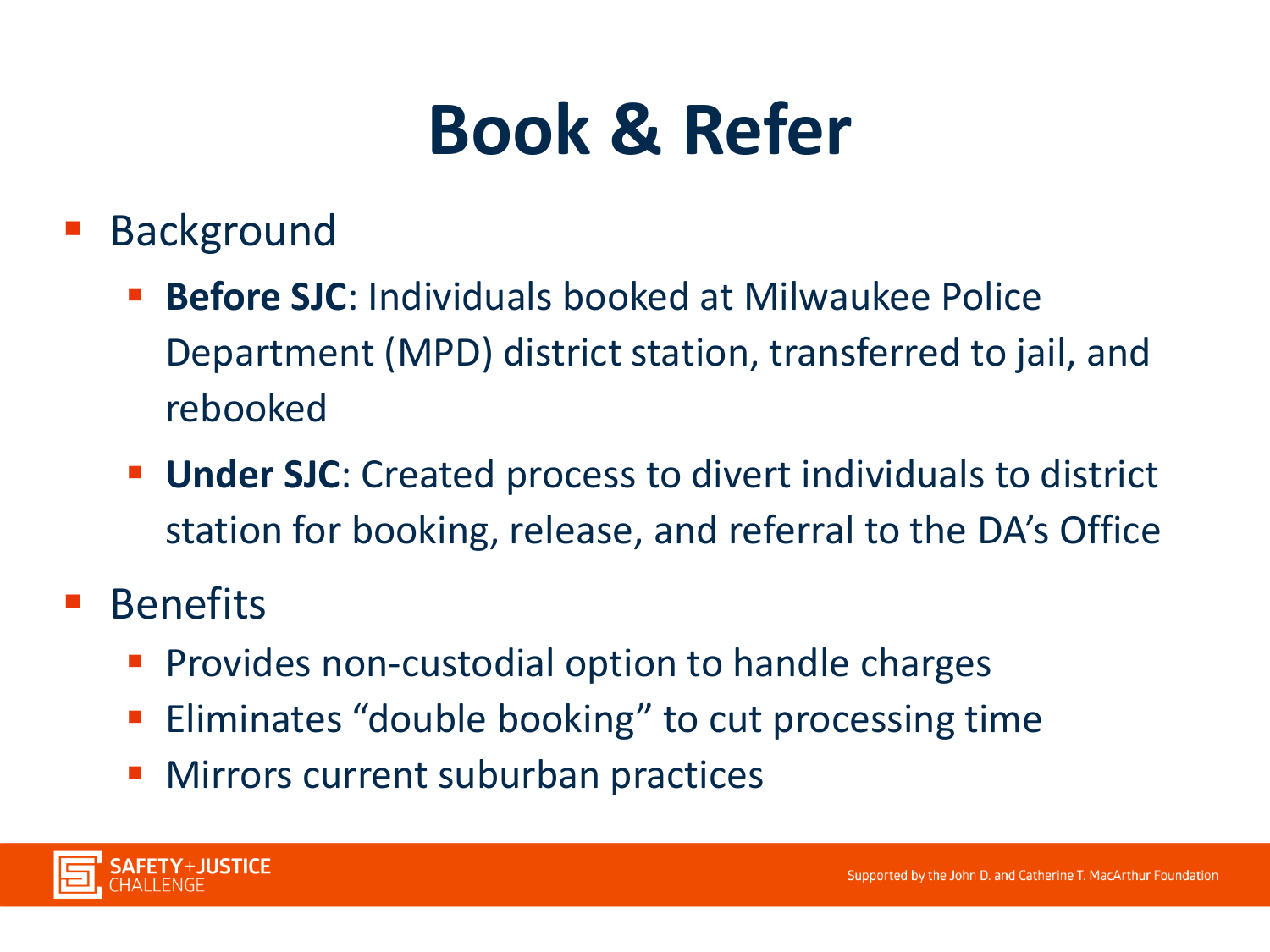# Book & Refer

- Background
  - **Before SJC**: Individuals booked at Milwaukee Police Department (MPD) district station, transferred to jail, and rebooked
  - **Under SJC**: Created process to divert individuals to district station for booking, release, and referral to the DA's Office
- Benefits
  - Provides non-custodial option to handle charges
  - Eliminates "double booking" to cut processing time
  - Mirrors current suburban practices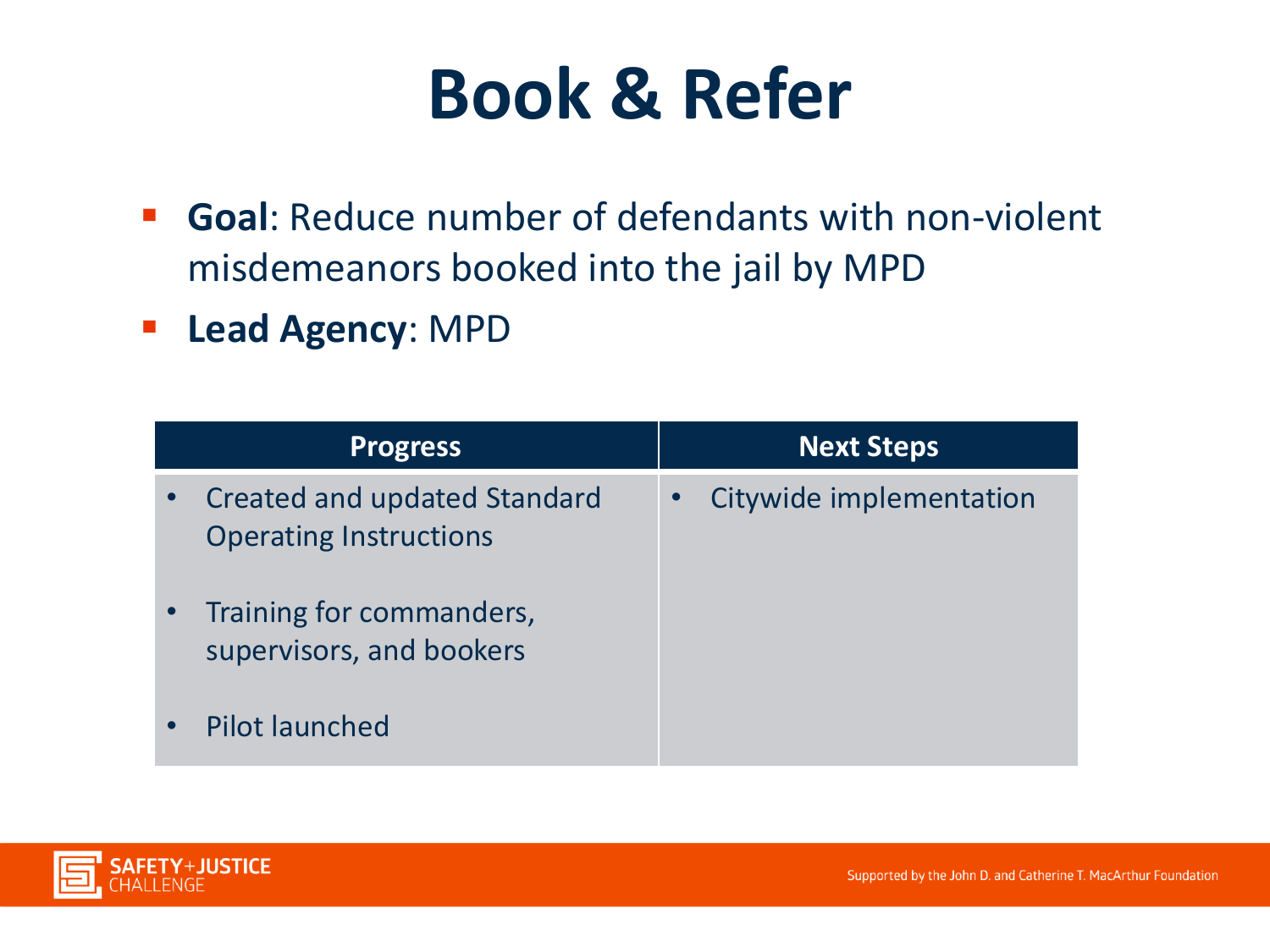# Book & Refer

- **Goal**: Reduce number of defendants with non-violent misdemeanors booked into the jail by MPD
- **Lead Agency**: MPD

| Progress | Next Steps |
|---|---|
| • Created and updated Standard Operating Instructions<br>• Training for commanders, supervisors, and bookers<br>• Pilot launched | • Citywide implementation |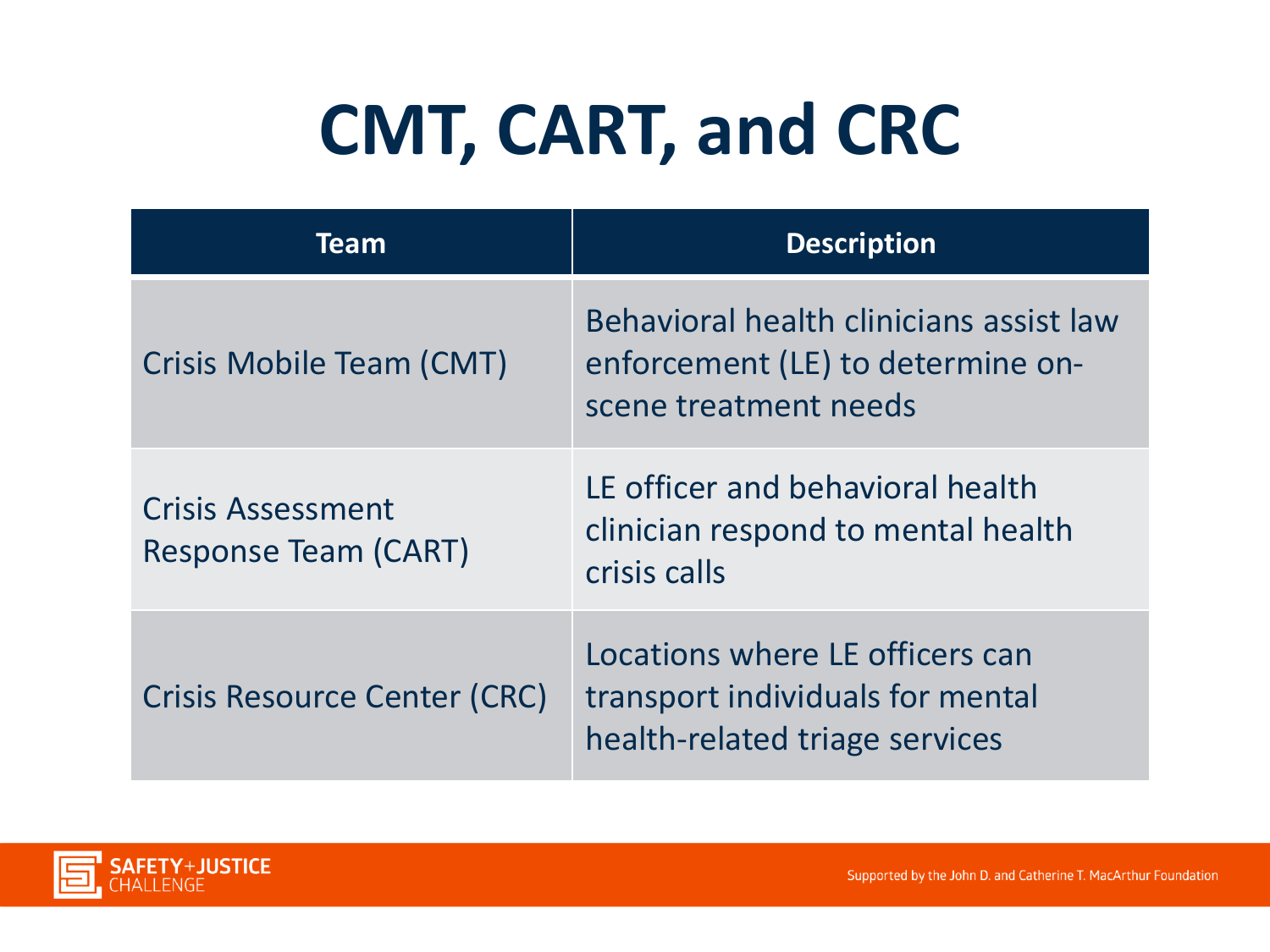# CMT, CART, and CRC

| Team | Description |
| --- | --- |
| Crisis Mobile Team (CMT) | Behavioral health clinicians assist law enforcement (LE) to determine on-scene treatment needs |
| Crisis Assessment Response Team (CART) | LE officer and behavioral health clinician respond to mental health crisis calls |
| Crisis Resource Center (CRC) | Locations where LE officers can transport individuals for mental health-related triage services |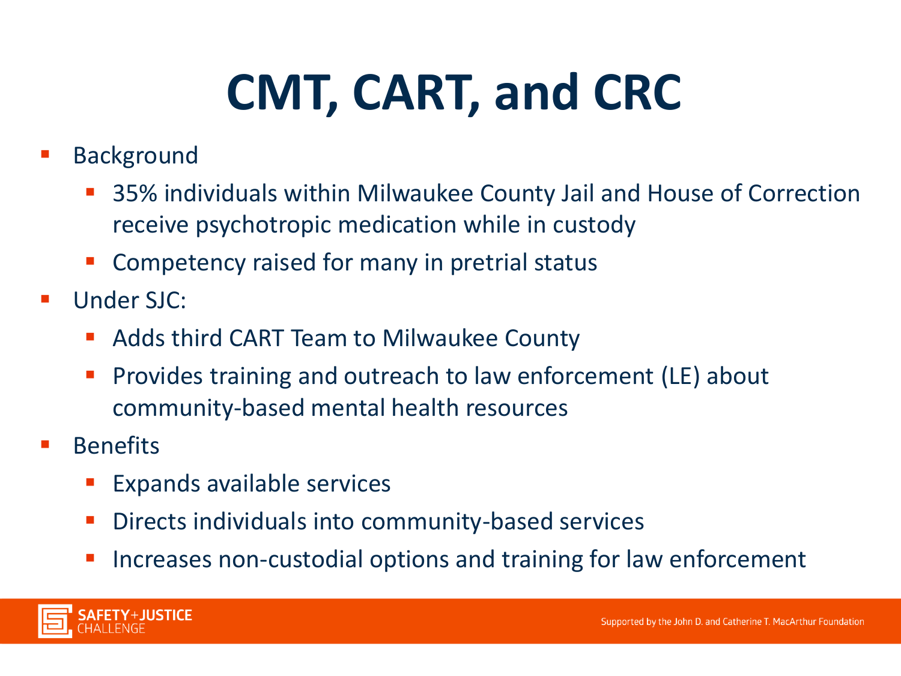# CMT, CART, and CRC

- Background
  - 35% individuals within Milwaukee County Jail and House of Correction receive psychotropic medication while in custody
  - Competency raised for many in pretrial status
- Under SJC:
  - Adds third CART Team to Milwaukee County
  - Provides training and outreach to law enforcement (LE) about community-based mental health resources
- Benefits
  - Expands available services
  - Directs individuals into community-based services
  - Increases non-custodial options and training for law enforcement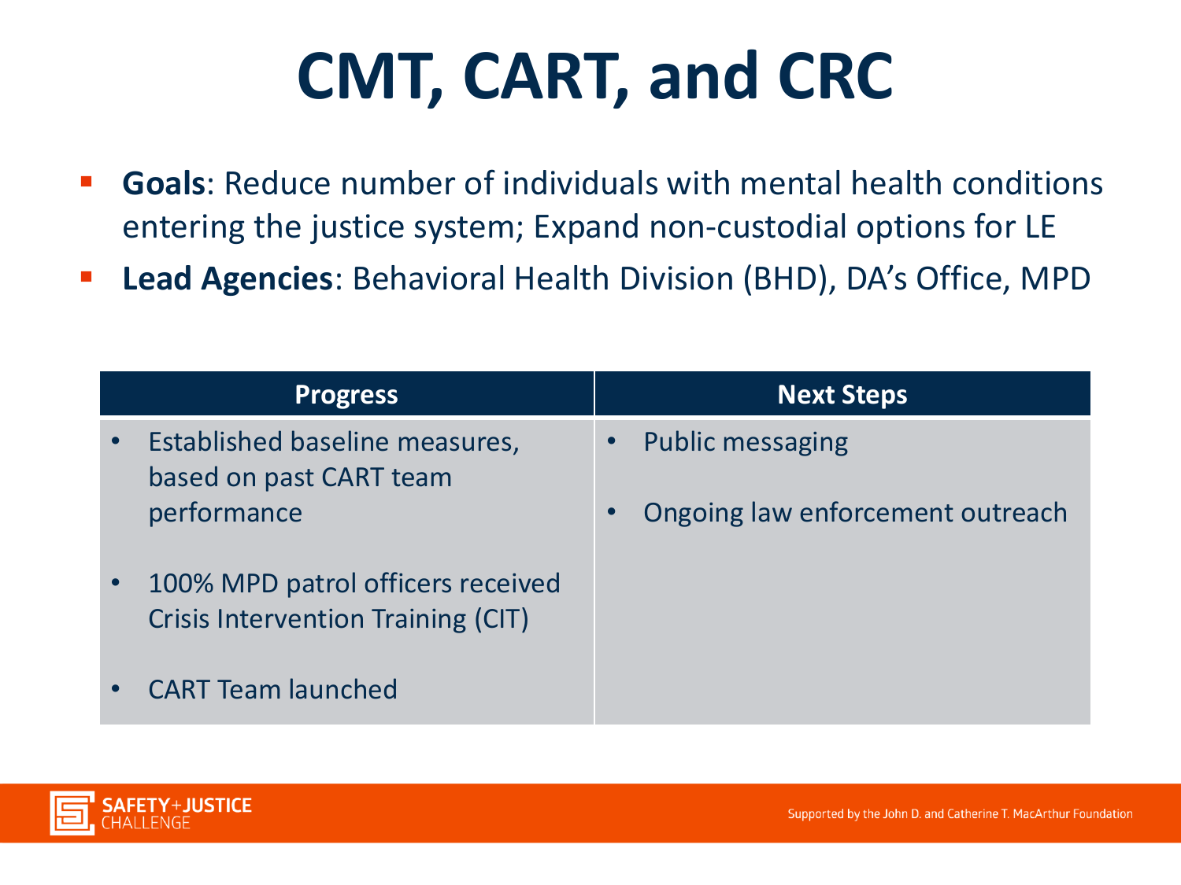# CMT, CART, and CRC

- **Goals**: Reduce number of individuals with mental health conditions entering the justice system; Expand non-custodial options for LE
- **Lead Agencies**: Behavioral Health Division (BHD), DA's Office, MPD

| Progress | Next Steps |
| --- | --- |
| • Established baseline measures, based on past CART team performance<br><br>• 100% MPD patrol officers received Crisis Intervention Training (CIT)<br><br>• CART Team launched | • Public messaging<br><br>• Ongoing law enforcement outreach |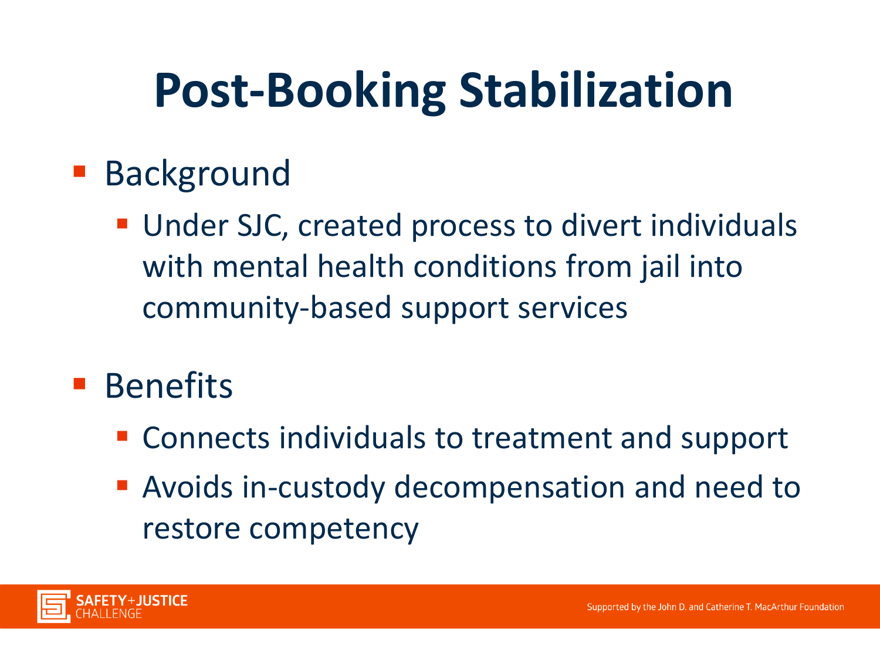# Post-Booking Stabilization

- Background
  - Under SJC, created process to divert individuals with mental health conditions from jail into community-based support services
- Benefits
  - Connects individuals to treatment and support
  - Avoids in-custody decompensation and need to restore competency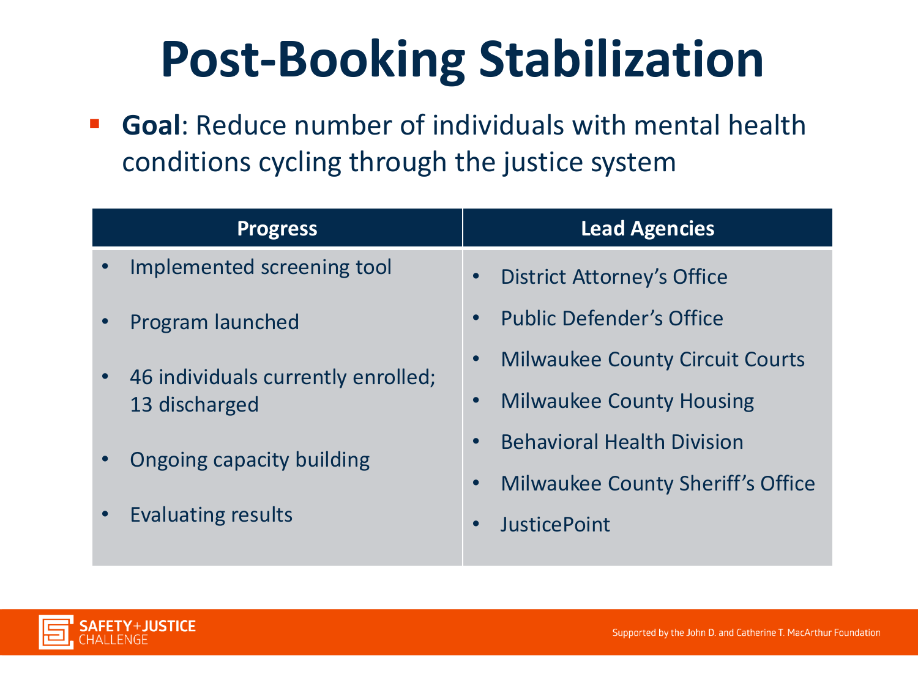# Post-Booking Stabilization

- **Goal**: Reduce number of individuals with mental health conditions cycling through the justice system

| Progress | Lead Agencies |
|---|---|
| • Implemented screening tool<br>• Program launched<br>• 46 individuals currently enrolled; 13 discharged<br>• Ongoing capacity building<br>• Evaluating results | • District Attorney's Office<br>• Public Defender's Office<br>• Milwaukee County Circuit Courts<br>• Milwaukee County Housing<br>• Behavioral Health Division<br>• Milwaukee County Sheriff's Office<br>• JusticePoint |

SAFETY+JUSTICE CHALLENGE

Supported by the John D. and Catherine T. MacArthur Foundation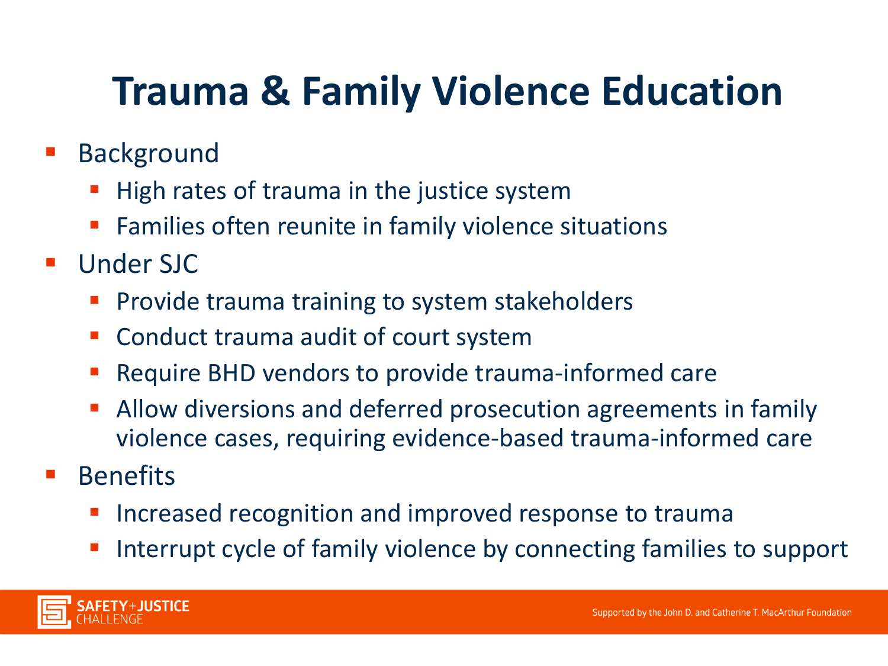# Trauma & Family Violence Education

- Background
  - High rates of trauma in the justice system
  - Families often reunite in family violence situations
- Under SJC
  - Provide trauma training to system stakeholders
  - Conduct trauma audit of court system
  - Require BHD vendors to provide trauma-informed care
  - Allow diversions and deferred prosecution agreements in family violence cases, requiring evidence-based trauma-informed care
- Benefits
  - Increased recognition and improved response to trauma
  - Interrupt cycle of family violence by connecting families to support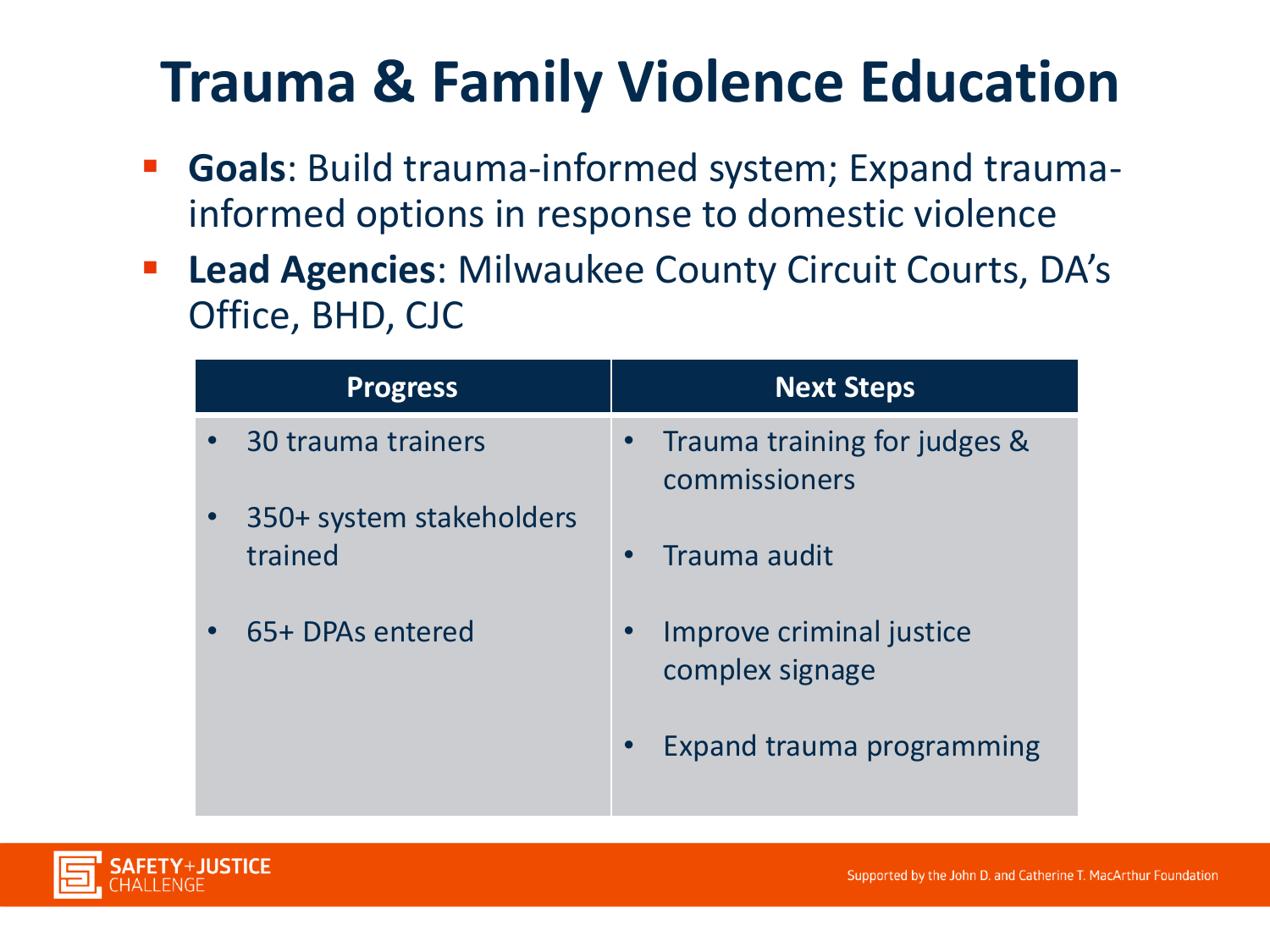# Trauma & Family Violence Education

- **Goals**: Build trauma-informed system; Expand trauma-informed options in response to domestic violence
- **Lead Agencies**: Milwaukee County Circuit Courts, DA's Office, BHD, CJC

| Progress | Next Steps |
|---|---|
| • 30 trauma trainers<br>• 350+ system stakeholders trained<br>• 65+ DPAs entered | • Trauma training for judges & commissioners<br>• Trauma audit<br>• Improve criminal justice complex signage<br>• Expand trauma programming |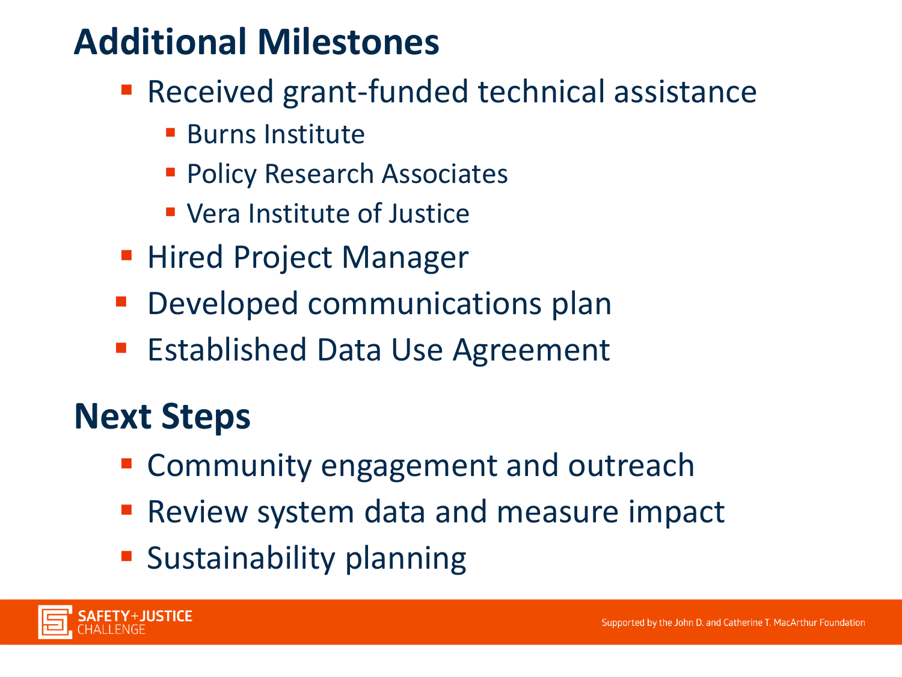## Additional Milestones

- Received grant-funded technical assistance
  - Burns Institute
  - Policy Research Associates
  - Vera Institute of Justice
- Hired Project Manager
- Developed communications plan
- Established Data Use Agreement

## Next Steps

- Community engagement and outreach
- Review system data and measure impact
- Sustainability planning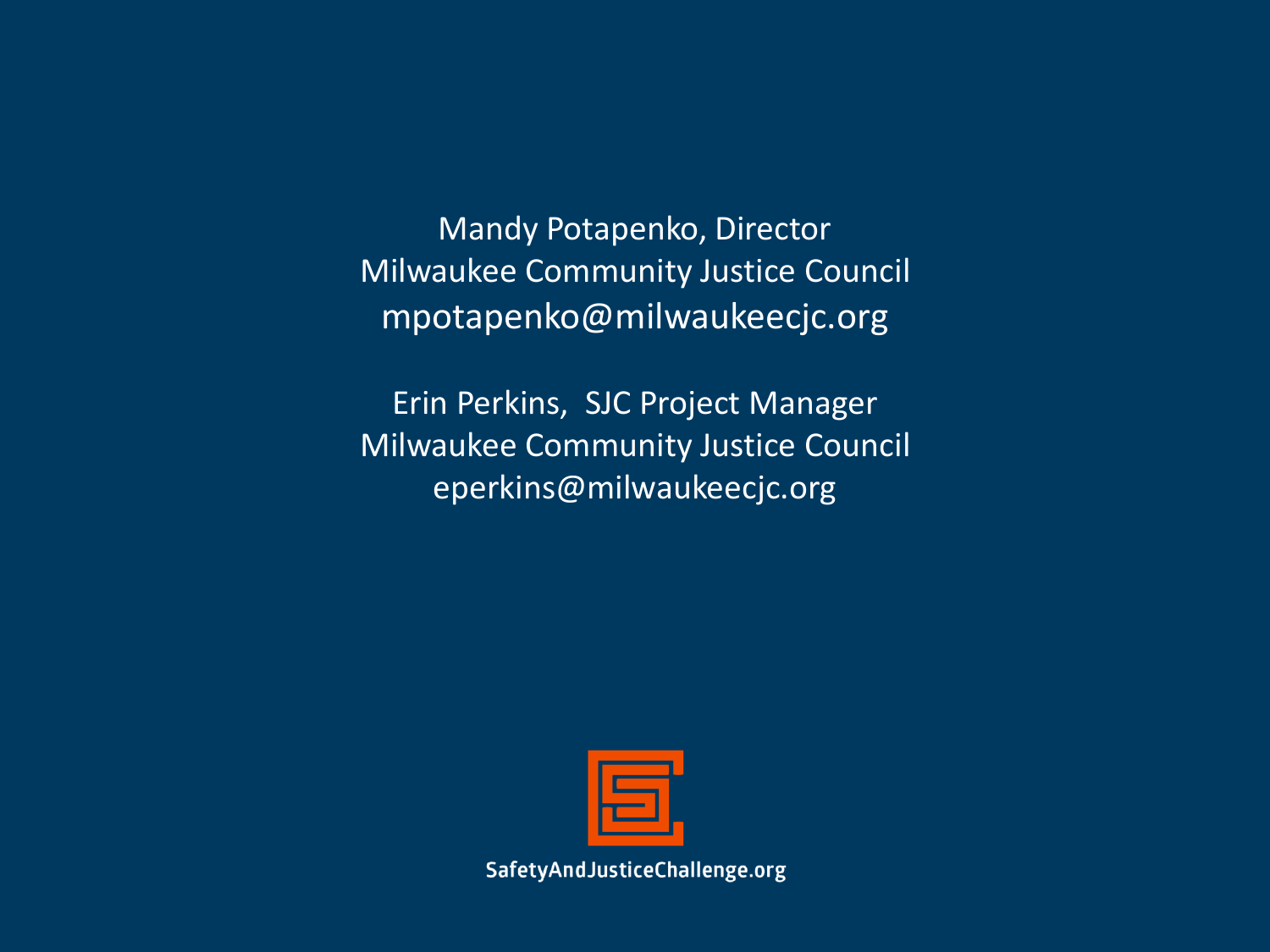Mandy Potapenko, Director
Milwaukee Community Justice Council
mpotapenko@milwaukeecjc.org

Erin Perkins, SJC Project Manager
Milwaukee Community Justice Council
eperkins@milwaukeecjc.org

SafetyAndJusticeChallenge.org